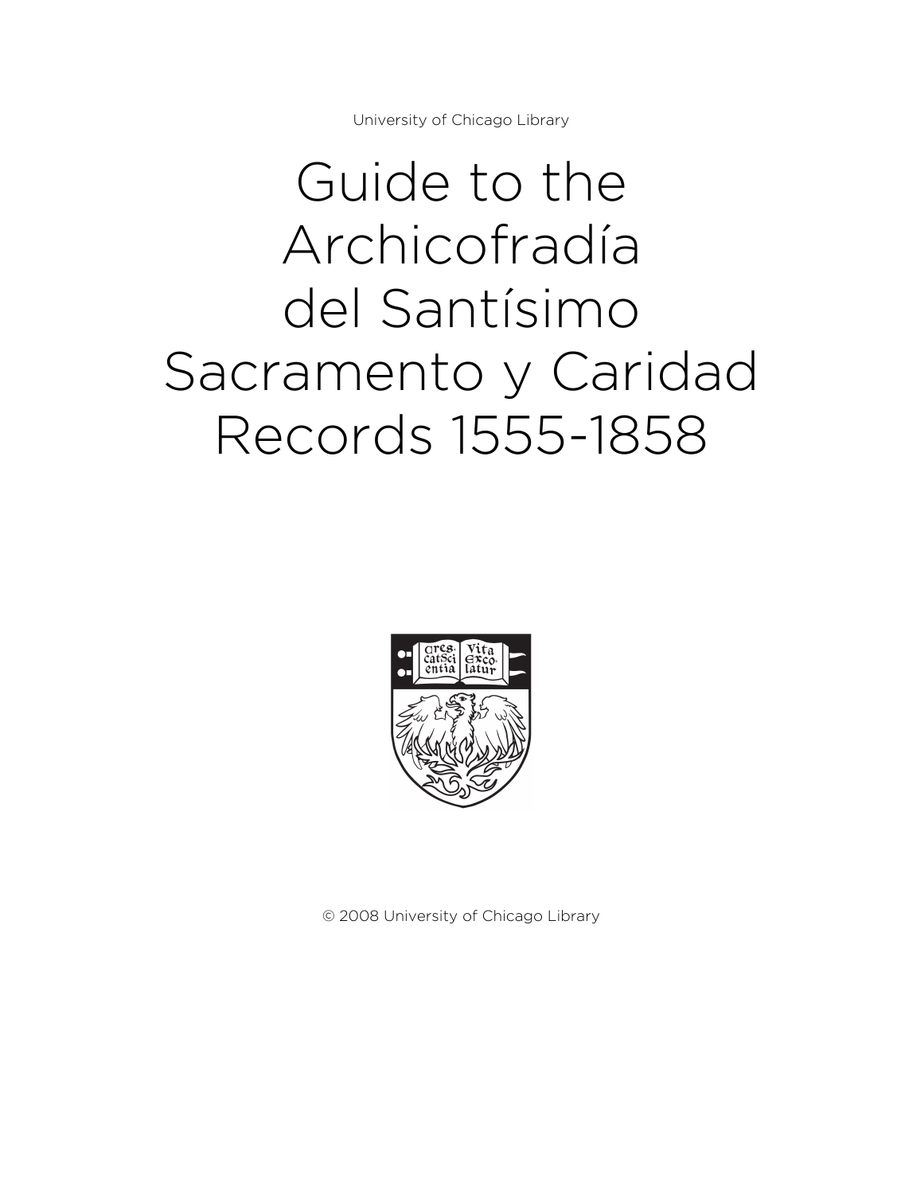University of Chicago Library

# Guide to the Archicofradía del Santísimo Sacramento y Caridad Records 1555-1858

© 2008 University of Chicago Library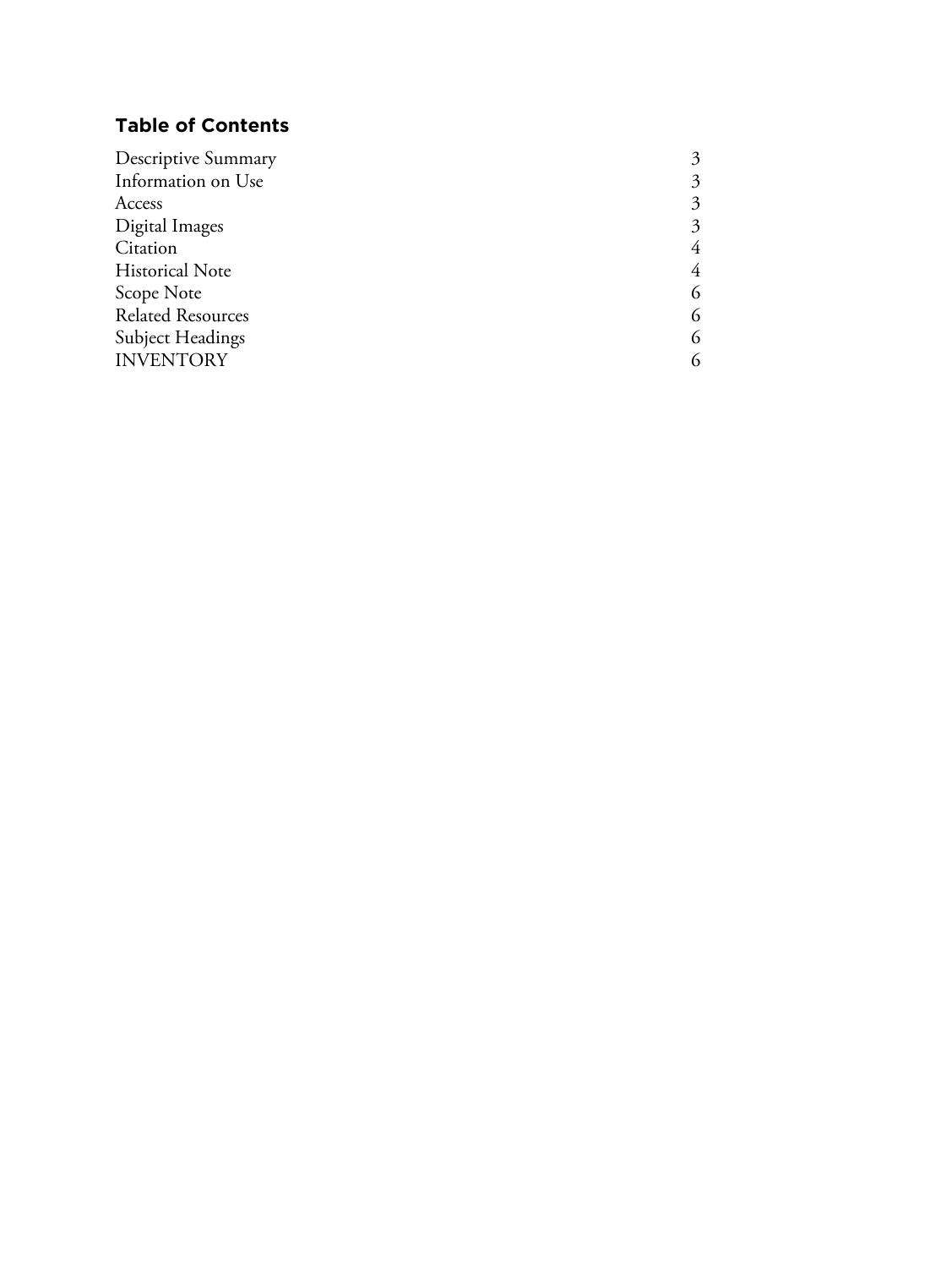## Table of Contents

| | |
|---|---|
| Descriptive Summary | 3 |
| Information on Use | 3 |
| Access | 3 |
| Digital Images | 3 |
| Citation | 4 |
| Historical Note | 4 |
| Scope Note | 6 |
| Related Resources | 6 |
| Subject Headings | 6 |
| INVENTORY | 6 |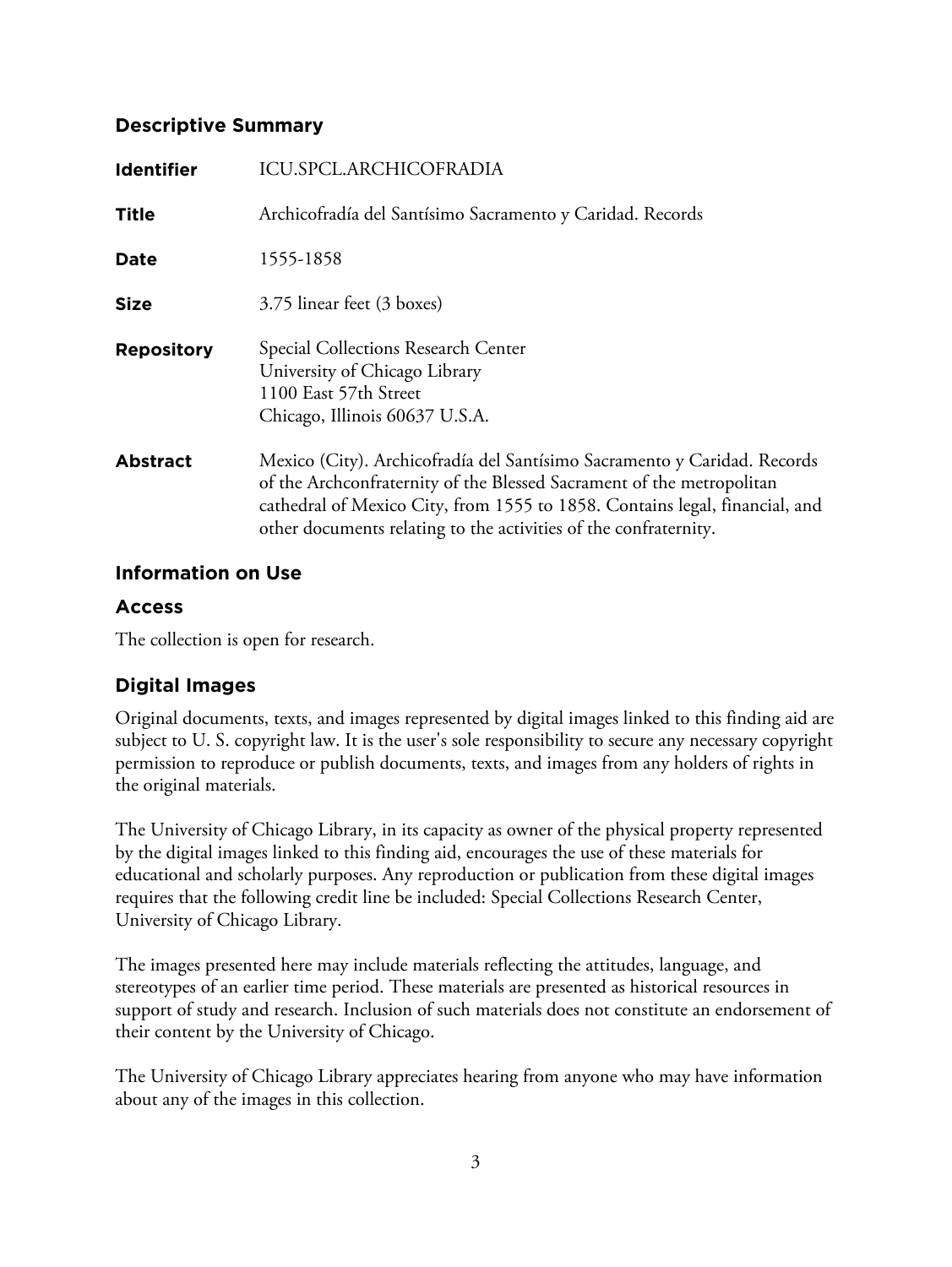## Descriptive Summary

| | |
|---|---|
| **Identifier** | ICU.SPCL.ARCHICOFRADIA |
| **Title** | Archicofradía del Santísimo Sacramento y Caridad. Records |
| **Date** | 1555-1858 |
| **Size** | 3.75 linear feet (3 boxes) |
| **Repository** | Special Collections Research Center<br>University of Chicago Library<br>1100 East 57th Street<br>Chicago, Illinois 60637 U.S.A. |
| **Abstract** | Mexico (City). Archicofradía del Santísimo Sacramento y Caridad. Records of the Archconfraternity of the Blessed Sacrament of the metropolitan cathedral of Mexico City, from 1555 to 1858. Contains legal, financial, and other documents relating to the activities of the confraternity. |

## Information on Use

### Access

The collection is open for research.

### Digital Images

Original documents, texts, and images represented by digital images linked to this finding aid are subject to U. S. copyright law. It is the user's sole responsibility to secure any necessary copyright permission to reproduce or publish documents, texts, and images from any holders of rights in the original materials.

The University of Chicago Library, in its capacity as owner of the physical property represented by the digital images linked to this finding aid, encourages the use of these materials for educational and scholarly purposes. Any reproduction or publication from these digital images requires that the following credit line be included: Special Collections Research Center, University of Chicago Library.

The images presented here may include materials reflecting the attitudes, language, and stereotypes of an earlier time period. These materials are presented as historical resources in support of study and research. Inclusion of such materials does not constitute an endorsement of their content by the University of Chicago.

The University of Chicago Library appreciates hearing from anyone who may have information about any of the images in this collection.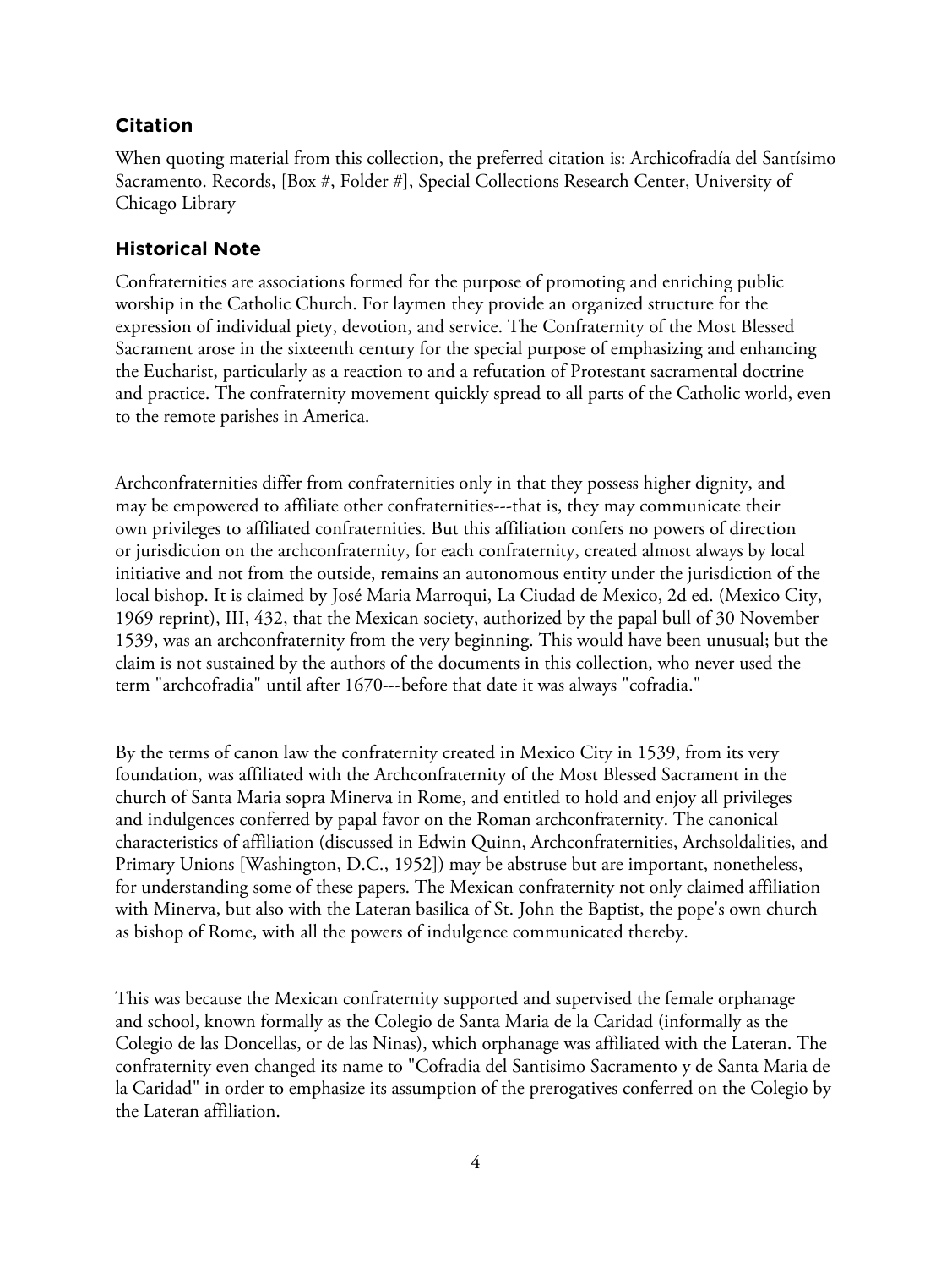## Citation

When quoting material from this collection, the preferred citation is: Archicofradía del Santísimo Sacramento. Records, [Box #, Folder #], Special Collections Research Center, University of Chicago Library

## Historical Note

Confraternities are associations formed for the purpose of promoting and enriching public worship in the Catholic Church. For laymen they provide an organized structure for the expression of individual piety, devotion, and service. The Confraternity of the Most Blessed Sacrament arose in the sixteenth century for the special purpose of emphasizing and enhancing the Eucharist, particularly as a reaction to and a refutation of Protestant sacramental doctrine and practice. The confraternity movement quickly spread to all parts of the Catholic world, even to the remote parishes in America.

Archconfraternities differ from confraternities only in that they possess higher dignity, and may be empowered to affiliate other confraternities---that is, they may communicate their own privileges to affiliated confraternities. But this affiliation confers no powers of direction or jurisdiction on the archconfraternity, for each confraternity, created almost always by local initiative and not from the outside, remains an autonomous entity under the jurisdiction of the local bishop. It is claimed by José Maria Marroqui, La Ciudad de Mexico, 2d ed. (Mexico City, 1969 reprint), III, 432, that the Mexican society, authorized by the papal bull of 30 November 1539, was an archconfraternity from the very beginning. This would have been unusual; but the claim is not sustained by the authors of the documents in this collection, who never used the term "archcofradia" until after 1670---before that date it was always "cofradia."

By the terms of canon law the confraternity created in Mexico City in 1539, from its very foundation, was affiliated with the Archconfraternity of the Most Blessed Sacrament in the church of Santa Maria sopra Minerva in Rome, and entitled to hold and enjoy all privileges and indulgences conferred by papal favor on the Roman archconfraternity. The canonical characteristics of affiliation (discussed in Edwin Quinn, Archconfraternities, Archsoldalities, and Primary Unions [Washington, D.C., 1952]) may be abstruse but are important, nonetheless, for understanding some of these papers. The Mexican confraternity not only claimed affiliation with Minerva, but also with the Lateran basilica of St. John the Baptist, the pope's own church as bishop of Rome, with all the powers of indulgence communicated thereby.

This was because the Mexican confraternity supported and supervised the female orphanage and school, known formally as the Colegio de Santa Maria de la Caridad (informally as the Colegio de las Doncellas, or de las Ninas), which orphanage was affiliated with the Lateran. The confraternity even changed its name to "Cofradia del Santisimo Sacramento y de Santa Maria de la Caridad" in order to emphasize its assumption of the prerogatives conferred on the Colegio by the Lateran affiliation.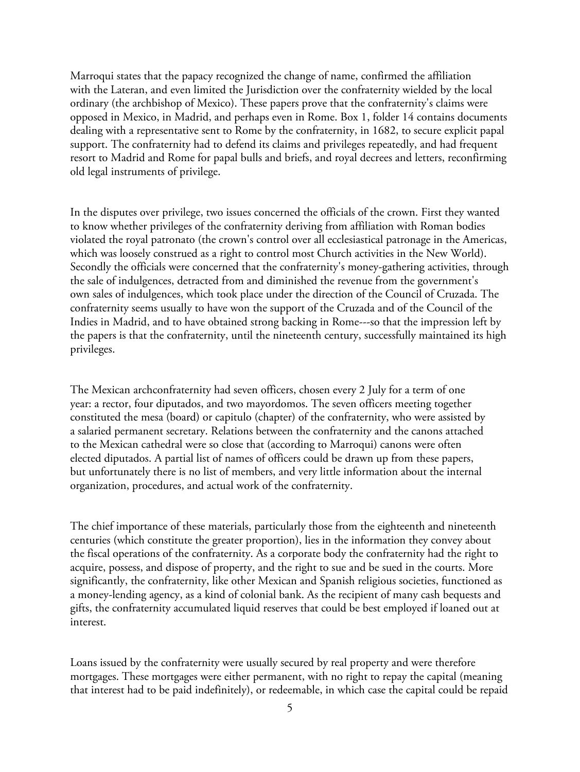Marroqui states that the papacy recognized the change of name, confirmed the affiliation with the Lateran, and even limited the Jurisdiction over the confraternity wielded by the local ordinary (the archbishop of Mexico). These papers prove that the confraternity's claims were opposed in Mexico, in Madrid, and perhaps even in Rome. Box 1, folder 14 contains documents dealing with a representative sent to Rome by the confraternity, in 1682, to secure explicit papal support. The confraternity had to defend its claims and privileges repeatedly, and had frequent resort to Madrid and Rome for papal bulls and briefs, and royal decrees and letters, reconfirming old legal instruments of privilege.

In the disputes over privilege, two issues concerned the officials of the crown. First they wanted to know whether privileges of the confraternity deriving from affiliation with Roman bodies violated the royal patronato (the crown's control over all ecclesiastical patronage in the Americas, which was loosely construed as a right to control most Church activities in the New World). Secondly the officials were concerned that the confraternity's money-gathering activities, through the sale of indulgences, detracted from and diminished the revenue from the government's own sales of indulgences, which took place under the direction of the Council of Cruzada. The confraternity seems usually to have won the support of the Cruzada and of the Council of the Indies in Madrid, and to have obtained strong backing in Rome---so that the impression left by the papers is that the confraternity, until the nineteenth century, successfully maintained its high privileges.

The Mexican archconfraternity had seven officers, chosen every 2 July for a term of one year: a rector, four diputados, and two mayordomos. The seven officers meeting together constituted the mesa (board) or capitulo (chapter) of the confraternity, who were assisted by a salaried permanent secretary. Relations between the confraternity and the canons attached to the Mexican cathedral were so close that (according to Marroqui) canons were often elected diputados. A partial list of names of officers could be drawn up from these papers, but unfortunately there is no list of members, and very little information about the internal organization, procedures, and actual work of the confraternity.

The chief importance of these materials, particularly those from the eighteenth and nineteenth centuries (which constitute the greater proportion), lies in the information they convey about the fiscal operations of the confraternity. As a corporate body the confraternity had the right to acquire, possess, and dispose of property, and the right to sue and be sued in the courts. More significantly, the confraternity, like other Mexican and Spanish religious societies, functioned as a money-lending agency, as a kind of colonial bank. As the recipient of many cash bequests and gifts, the confraternity accumulated liquid reserves that could be best employed if loaned out at interest.

Loans issued by the confraternity were usually secured by real property and were therefore mortgages. These mortgages were either permanent, with no right to repay the capital (meaning that interest had to be paid indefinitely), or redeemable, in which case the capital could be repaid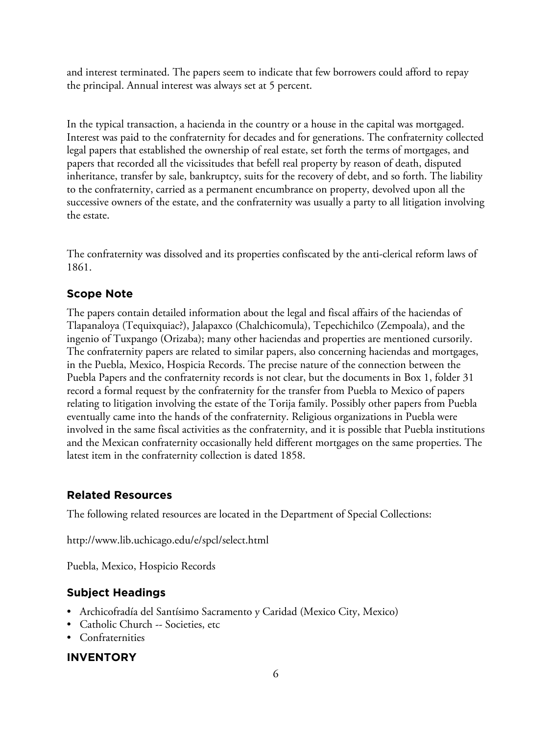and interest terminated. The papers seem to indicate that few borrowers could afford to repay the principal. Annual interest was always set at 5 percent.

In the typical transaction, a hacienda in the country or a house in the capital was mortgaged. Interest was paid to the confraternity for decades and for generations. The confraternity collected legal papers that established the ownership of real estate, set forth the terms of mortgages, and papers that recorded all the vicissitudes that befell real property by reason of death, disputed inheritance, transfer by sale, bankruptcy, suits for the recovery of debt, and so forth. The liability to the confraternity, carried as a permanent encumbrance on property, devolved upon all the successive owners of the estate, and the confraternity was usually a party to all litigation involving the estate.

The confraternity was dissolved and its properties confiscated by the anti-clerical reform laws of 1861.

## Scope Note

The papers contain detailed information about the legal and fiscal affairs of the haciendas of Tlapanaloya (Tequixquiac?), Jalapaxco (Chalchicomula), Tepechichilco (Zempoala), and the ingenio of Tuxpango (Orizaba); many other haciendas and properties are mentioned cursorily. The confraternity papers are related to similar papers, also concerning haciendas and mortgages, in the Puebla, Mexico, Hospicia Records. The precise nature of the connection between the Puebla Papers and the confraternity records is not clear, but the documents in Box 1, folder 31 record a formal request by the confraternity for the transfer from Puebla to Mexico of papers relating to litigation involving the estate of the Torija family. Possibly other papers from Puebla eventually came into the hands of the confraternity. Religious organizations in Puebla were involved in the same fiscal activities as the confraternity, and it is possible that Puebla institutions and the Mexican confraternity occasionally held different mortgages on the same properties. The latest item in the confraternity collection is dated 1858.

## Related Resources

The following related resources are located in the Department of Special Collections:

http://www.lib.uchicago.edu/e/spcl/select.html

Puebla, Mexico, Hospicio Records

## Subject Headings

- Archicofradía del Santísimo Sacramento y Caridad (Mexico City, Mexico)
- Catholic Church -- Societies, etc
- Confraternities

## INVENTORY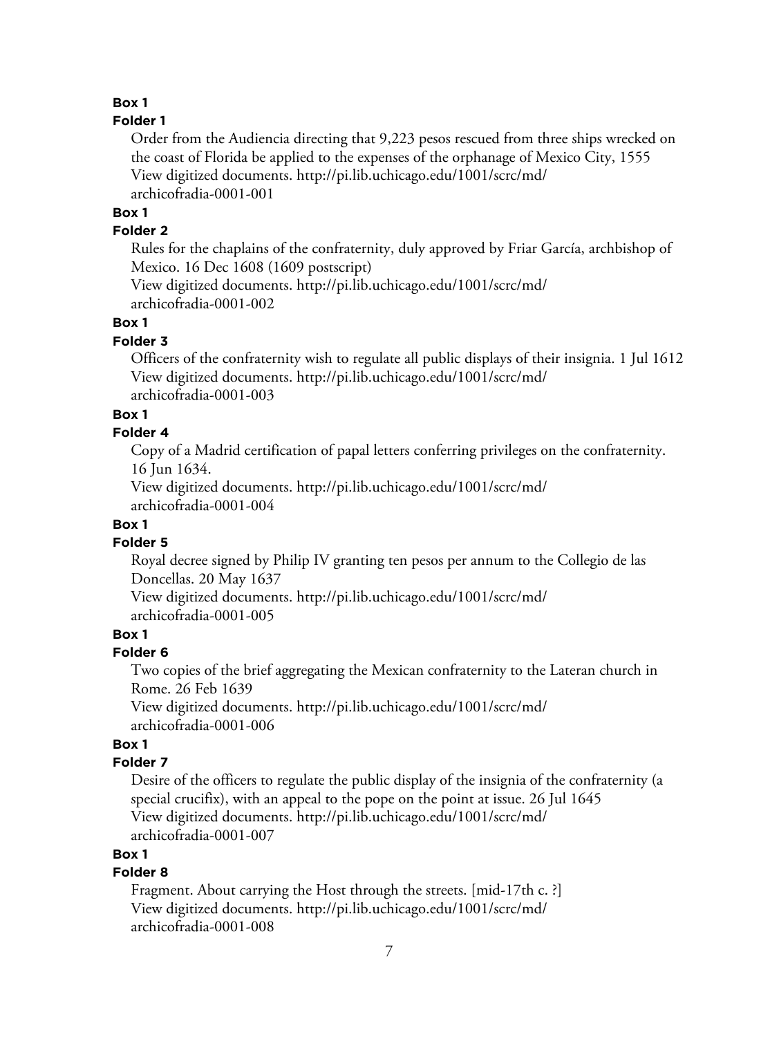**Box 1**

**Folder 1**

Order from the Audiencia directing that 9,223 pesos rescued from three ships wrecked on the coast of Florida be applied to the expenses of the orphanage of Mexico City, 1555
View digitized documents. http://pi.lib.uchicago.edu/1001/scrc/md/archicofradia-0001-001

**Box 1**

**Folder 2**

Rules for the chaplains of the confraternity, duly approved by Friar García, archbishop of Mexico. 16 Dec 1608 (1609 postscript)
View digitized documents. http://pi.lib.uchicago.edu/1001/scrc/md/archicofradia-0001-002

**Box 1**

**Folder 3**

Officers of the confraternity wish to regulate all public displays of their insignia. 1 Jul 1612
View digitized documents. http://pi.lib.uchicago.edu/1001/scrc/md/archicofradia-0001-003

**Box 1**

**Folder 4**

Copy of a Madrid certification of papal letters conferring privileges on the confraternity. 16 Jun 1634.
View digitized documents. http://pi.lib.uchicago.edu/1001/scrc/md/archicofradia-0001-004

**Box 1**

**Folder 5**

Royal decree signed by Philip IV granting ten pesos per annum to the Collegio de las Doncellas. 20 May 1637
View digitized documents. http://pi.lib.uchicago.edu/1001/scrc/md/archicofradia-0001-005

**Box 1**

**Folder 6**

Two copies of the brief aggregating the Mexican confraternity to the Lateran church in Rome. 26 Feb 1639
View digitized documents. http://pi.lib.uchicago.edu/1001/scrc/md/archicofradia-0001-006

**Box 1**

**Folder 7**

Desire of the officers to regulate the public display of the insignia of the confraternity (a special crucifix), with an appeal to the pope on the point at issue. 26 Jul 1645
View digitized documents. http://pi.lib.uchicago.edu/1001/scrc/md/archicofradia-0001-007

**Box 1**

**Folder 8**

Fragment. About carrying the Host through the streets. [mid-17th c. ?]
View digitized documents. http://pi.lib.uchicago.edu/1001/scrc/md/archicofradia-0001-008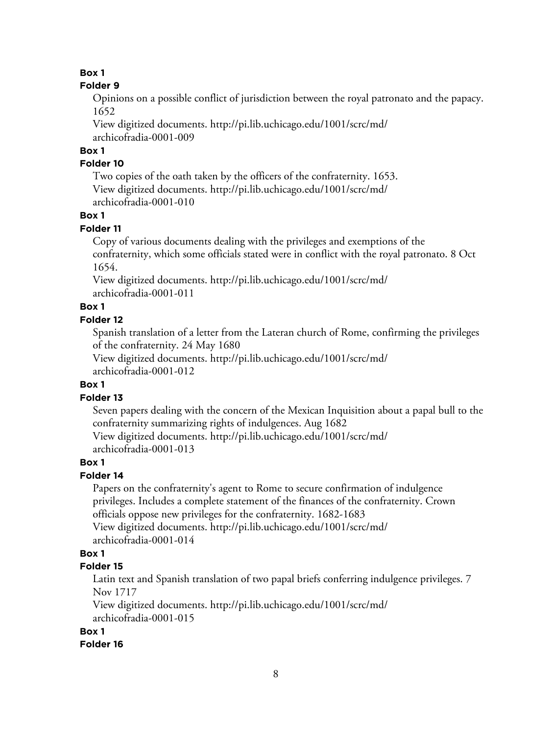**Box 1**

**Folder 9**

Opinions on a possible conflict of jurisdiction between the royal patronato and the papacy. 1652

View digitized documents. http://pi.lib.uchicago.edu/1001/scrc/md/archicofradia-0001-009

**Box 1**

**Folder 10**

Two copies of the oath taken by the officers of the confraternity. 1653.

View digitized documents. http://pi.lib.uchicago.edu/1001/scrc/md/archicofradia-0001-010

**Box 1**

**Folder 11**

Copy of various documents dealing with the privileges and exemptions of the confraternity, which some officials stated were in conflict with the royal patronato. 8 Oct 1654.

View digitized documents. http://pi.lib.uchicago.edu/1001/scrc/md/archicofradia-0001-011

**Box 1**

**Folder 12**

Spanish translation of a letter from the Lateran church of Rome, confirming the privileges of the confraternity. 24 May 1680

View digitized documents. http://pi.lib.uchicago.edu/1001/scrc/md/archicofradia-0001-012

**Box 1**

**Folder 13**

Seven papers dealing with the concern of the Mexican Inquisition about a papal bull to the confraternity summarizing rights of indulgences. Aug 1682

View digitized documents. http://pi.lib.uchicago.edu/1001/scrc/md/archicofradia-0001-013

**Box 1**

**Folder 14**

Papers on the confraternity's agent to Rome to secure confirmation of indulgence privileges. Includes a complete statement of the finances of the confraternity. Crown officials oppose new privileges for the confraternity. 1682-1683

View digitized documents. http://pi.lib.uchicago.edu/1001/scrc/md/archicofradia-0001-014

**Box 1**

**Folder 15**

Latin text and Spanish translation of two papal briefs conferring indulgence privileges. 7 Nov 1717

View digitized documents. http://pi.lib.uchicago.edu/1001/scrc/md/archicofradia-0001-015

**Box 1**

**Folder 16**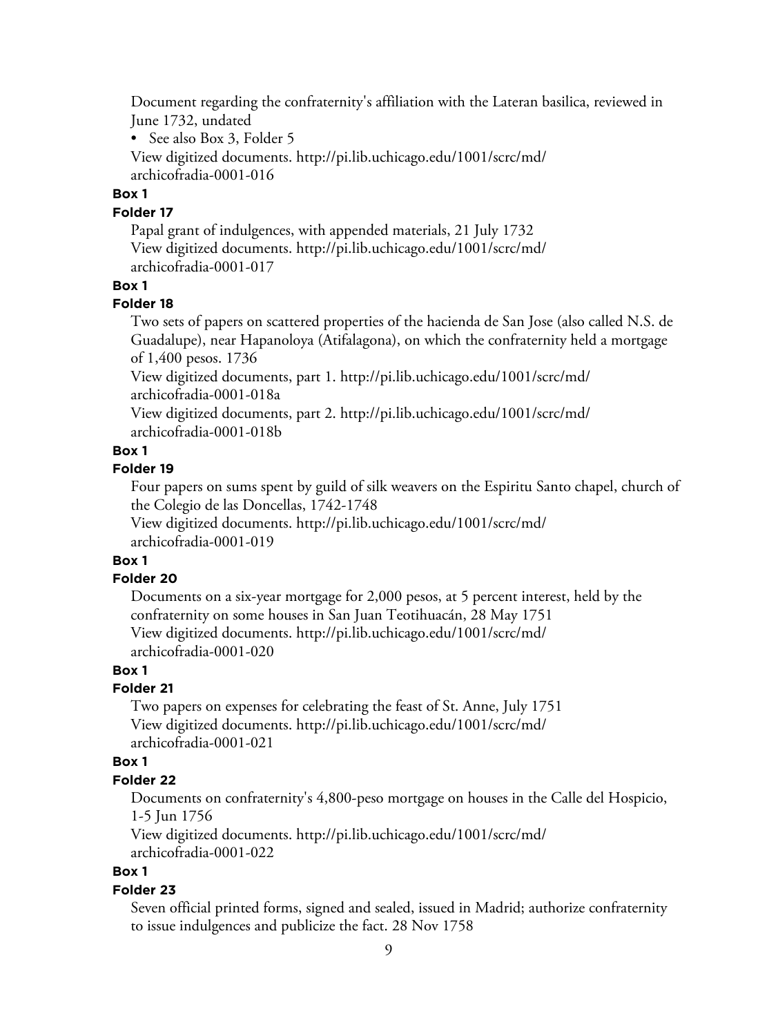Document regarding the confraternity's affiliation with the Lateran basilica, reviewed in June 1732, undated

- See also Box 3, Folder 5

View digitized documents. http://pi.lib.uchicago.edu/1001/scrc/md/archicofradia-0001-016

**Box 1**

**Folder 17**

Papal grant of indulgences, with appended materials, 21 July 1732

View digitized documents. http://pi.lib.uchicago.edu/1001/scrc/md/archicofradia-0001-017

**Box 1**

**Folder 18**

Two sets of papers on scattered properties of the hacienda de San Jose (also called N.S. de Guadalupe), near Hapanoloya (Atifalagona), on which the confraternity held a mortgage of 1,400 pesos. 1736

View digitized documents, part 1. http://pi.lib.uchicago.edu/1001/scrc/md/archicofradia-0001-018a

View digitized documents, part 2. http://pi.lib.uchicago.edu/1001/scrc/md/archicofradia-0001-018b

**Box 1**

**Folder 19**

Four papers on sums spent by guild of silk weavers on the Espiritu Santo chapel, church of the Colegio de las Doncellas, 1742-1748

View digitized documents. http://pi.lib.uchicago.edu/1001/scrc/md/archicofradia-0001-019

**Box 1**

**Folder 20**

Documents on a six-year mortgage for 2,000 pesos, at 5 percent interest, held by the confraternity on some houses in San Juan Teotihuacán, 28 May 1751

View digitized documents. http://pi.lib.uchicago.edu/1001/scrc/md/archicofradia-0001-020

**Box 1**

**Folder 21**

Two papers on expenses for celebrating the feast of St. Anne, July 1751

View digitized documents. http://pi.lib.uchicago.edu/1001/scrc/md/archicofradia-0001-021

**Box 1**

**Folder 22**

Documents on confraternity's 4,800-peso mortgage on houses in the Calle del Hospicio, 1-5 Jun 1756

View digitized documents. http://pi.lib.uchicago.edu/1001/scrc/md/archicofradia-0001-022

**Box 1**

**Folder 23**

Seven official printed forms, signed and sealed, issued in Madrid; authorize confraternity to issue indulgences and publicize the fact. 28 Nov 1758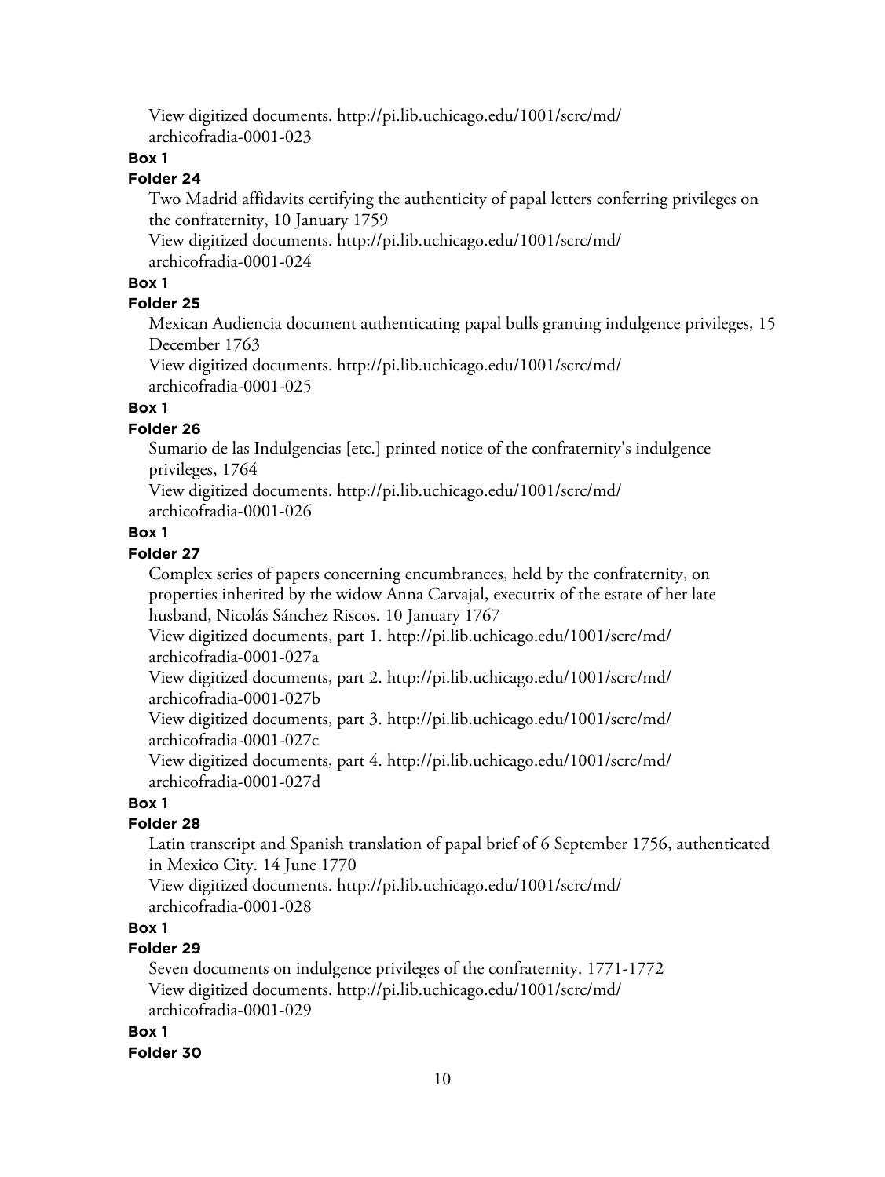View digitized documents. http://pi.lib.uchicago.edu/1001/scrc/md/archicofradia-0001-023

**Box 1**

**Folder 24**

Two Madrid affidavits certifying the authenticity of papal letters conferring privileges on the confraternity, 10 January 1759

View digitized documents. http://pi.lib.uchicago.edu/1001/scrc/md/archicofradia-0001-024

**Box 1**

**Folder 25**

Mexican Audiencia document authenticating papal bulls granting indulgence privileges, 15 December 1763

View digitized documents. http://pi.lib.uchicago.edu/1001/scrc/md/archicofradia-0001-025

**Box 1**

**Folder 26**

Sumario de las Indulgencias [etc.] printed notice of the confraternity's indulgence privileges, 1764

View digitized documents. http://pi.lib.uchicago.edu/1001/scrc/md/archicofradia-0001-026

**Box 1**

**Folder 27**

Complex series of papers concerning encumbrances, held by the confraternity, on properties inherited by the widow Anna Carvajal, executrix of the estate of her late husband, Nicolás Sánchez Riscos. 10 January 1767

View digitized documents, part 1. http://pi.lib.uchicago.edu/1001/scrc/md/archicofradia-0001-027a

View digitized documents, part 2. http://pi.lib.uchicago.edu/1001/scrc/md/archicofradia-0001-027b

View digitized documents, part 3. http://pi.lib.uchicago.edu/1001/scrc/md/archicofradia-0001-027c

View digitized documents, part 4. http://pi.lib.uchicago.edu/1001/scrc/md/archicofradia-0001-027d

**Box 1**

**Folder 28**

Latin transcript and Spanish translation of papal brief of 6 September 1756, authenticated in Mexico City. 14 June 1770

View digitized documents. http://pi.lib.uchicago.edu/1001/scrc/md/archicofradia-0001-028

**Box 1**

**Folder 29**

Seven documents on indulgence privileges of the confraternity. 1771-1772

View digitized documents. http://pi.lib.uchicago.edu/1001/scrc/md/archicofradia-0001-029

**Box 1**

**Folder 30**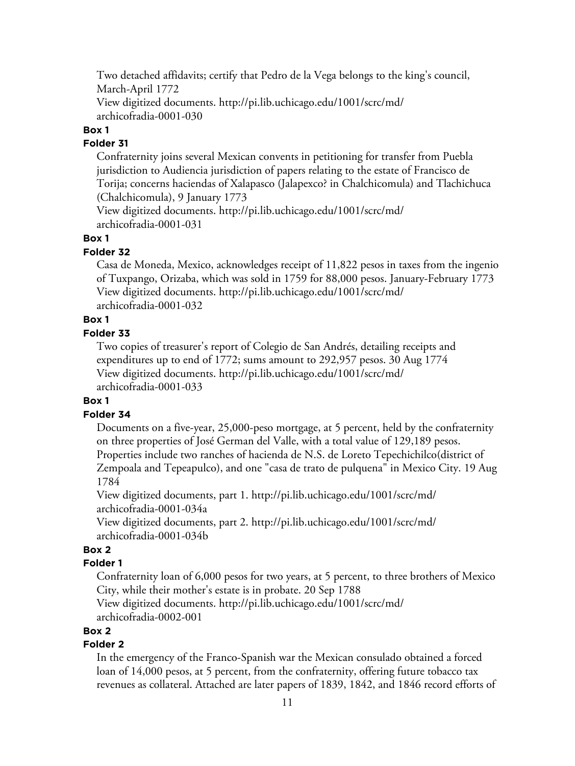Two detached affidavits; certify that Pedro de la Vega belongs to the king's council, March-April 1772

View digitized documents. http://pi.lib.uchicago.edu/1001/scrc/md/archicofradia-0001-030

**Box 1**

**Folder 31**

Confraternity joins several Mexican convents in petitioning for transfer from Puebla jurisdiction to Audiencia jurisdiction of papers relating to the estate of Francisco de Torija; concerns haciendas of Xalapasco (Jalapexco? in Chalchicomula) and Tlachichuca (Chalchicomula), 9 January 1773

View digitized documents. http://pi.lib.uchicago.edu/1001/scrc/md/archicofradia-0001-031

**Box 1**

**Folder 32**

Casa de Moneda, Mexico, acknowledges receipt of 11,822 pesos in taxes from the ingenio of Tuxpango, Orizaba, which was sold in 1759 for 88,000 pesos. January-February 1773

View digitized documents. http://pi.lib.uchicago.edu/1001/scrc/md/archicofradia-0001-032

**Box 1**

**Folder 33**

Two copies of treasurer's report of Colegio de San Andrés, detailing receipts and expenditures up to end of 1772; sums amount to 292,957 pesos. 30 Aug 1774

View digitized documents. http://pi.lib.uchicago.edu/1001/scrc/md/archicofradia-0001-033

**Box 1**

**Folder 34**

Documents on a five-year, 25,000-peso mortgage, at 5 percent, held by the confraternity on three properties of José German del Valle, with a total value of 129,189 pesos. Properties include two ranches of hacienda de N.S. de Loreto Tepechichilco(district of Zempoala and Tepeapulco), and one "casa de trato de pulquena" in Mexico City. 19 Aug 1784

View digitized documents, part 1. http://pi.lib.uchicago.edu/1001/scrc/md/archicofradia-0001-034a

View digitized documents, part 2. http://pi.lib.uchicago.edu/1001/scrc/md/archicofradia-0001-034b

**Box 2**

**Folder 1**

Confraternity loan of 6,000 pesos for two years, at 5 percent, to three brothers of Mexico City, while their mother's estate is in probate. 20 Sep 1788

View digitized documents. http://pi.lib.uchicago.edu/1001/scrc/md/archicofradia-0002-001

**Box 2**

**Folder 2**

In the emergency of the Franco-Spanish war the Mexican consulado obtained a forced loan of 14,000 pesos, at 5 percent, from the confraternity, offering future tobacco tax revenues as collateral. Attached are later papers of 1839, 1842, and 1846 record efforts of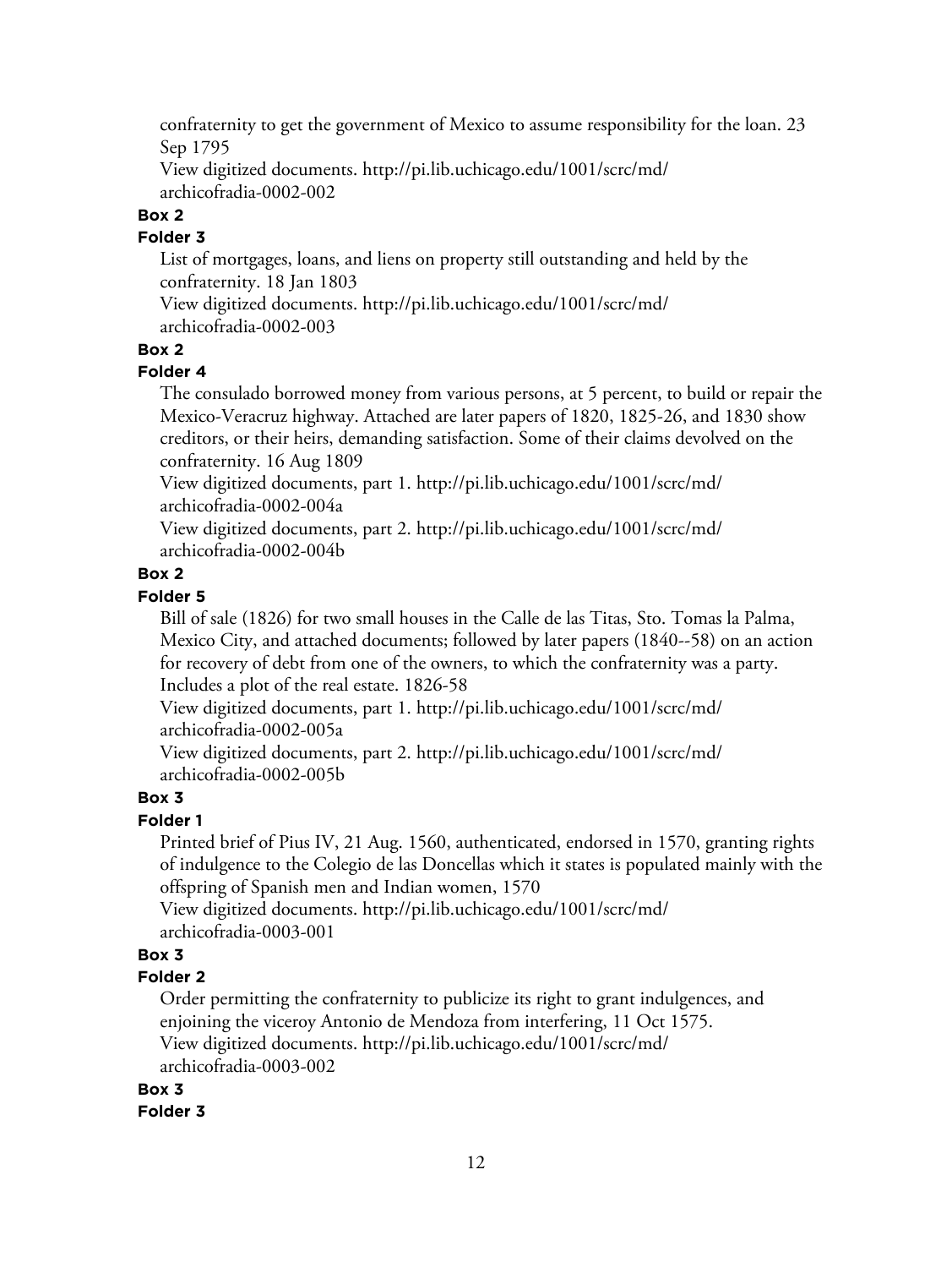confraternity to get the government of Mexico to assume responsibility for the loan. 23 Sep 1795

View digitized documents. http://pi.lib.uchicago.edu/1001/scrc/md/archicofradia-0002-002

**Box 2**

**Folder 3**

List of mortgages, loans, and liens on property still outstanding and held by the confraternity. 18 Jan 1803

View digitized documents. http://pi.lib.uchicago.edu/1001/scrc/md/archicofradia-0002-003

**Box 2**

**Folder 4**

The consulado borrowed money from various persons, at 5 percent, to build or repair the Mexico-Veracruz highway. Attached are later papers of 1820, 1825-26, and 1830 show creditors, or their heirs, demanding satisfaction. Some of their claims devolved on the confraternity. 16 Aug 1809

View digitized documents, part 1. http://pi.lib.uchicago.edu/1001/scrc/md/archicofradia-0002-004a

View digitized documents, part 2. http://pi.lib.uchicago.edu/1001/scrc/md/archicofradia-0002-004b

**Box 2**

**Folder 5**

Bill of sale (1826) for two small houses in the Calle de las Titas, Sto. Tomas la Palma, Mexico City, and attached documents; followed by later papers (1840--58) on an action for recovery of debt from one of the owners, to which the confraternity was a party. Includes a plot of the real estate. 1826-58

View digitized documents, part 1. http://pi.lib.uchicago.edu/1001/scrc/md/archicofradia-0002-005a

View digitized documents, part 2. http://pi.lib.uchicago.edu/1001/scrc/md/archicofradia-0002-005b

**Box 3**

**Folder 1**

Printed brief of Pius IV, 21 Aug. 1560, authenticated, endorsed in 1570, granting rights of indulgence to the Colegio de las Doncellas which it states is populated mainly with the offspring of Spanish men and Indian women, 1570

View digitized documents. http://pi.lib.uchicago.edu/1001/scrc/md/archicofradia-0003-001

**Box 3**

**Folder 2**

Order permitting the confraternity to publicize its right to grant indulgences, and enjoining the viceroy Antonio de Mendoza from interfering, 11 Oct 1575.

View digitized documents. http://pi.lib.uchicago.edu/1001/scrc/md/archicofradia-0003-002

**Box 3**

**Folder 3**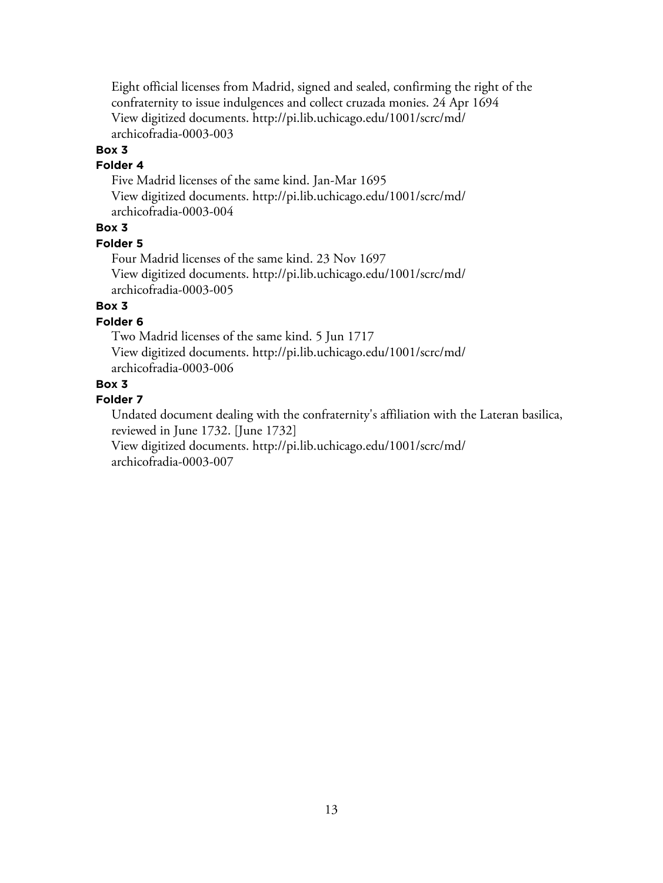Eight official licenses from Madrid, signed and sealed, confirming the right of the confraternity to issue indulgences and collect cruzada monies. 24 Apr 1694
View digitized documents. http://pi.lib.uchicago.edu/1001/scrc/md/archicofradia-0003-003

**Box 3**
**Folder 4**

Five Madrid licenses of the same kind. Jan-Mar 1695
View digitized documents. http://pi.lib.uchicago.edu/1001/scrc/md/archicofradia-0003-004

**Box 3**
**Folder 5**

Four Madrid licenses of the same kind. 23 Nov 1697
View digitized documents. http://pi.lib.uchicago.edu/1001/scrc/md/archicofradia-0003-005

**Box 3**
**Folder 6**

Two Madrid licenses of the same kind. 5 Jun 1717
View digitized documents. http://pi.lib.uchicago.edu/1001/scrc/md/archicofradia-0003-006

**Box 3**
**Folder 7**

Undated document dealing with the confraternity's affiliation with the Lateran basilica, reviewed in June 1732. [June 1732]
View digitized documents. http://pi.lib.uchicago.edu/1001/scrc/md/archicofradia-0003-007